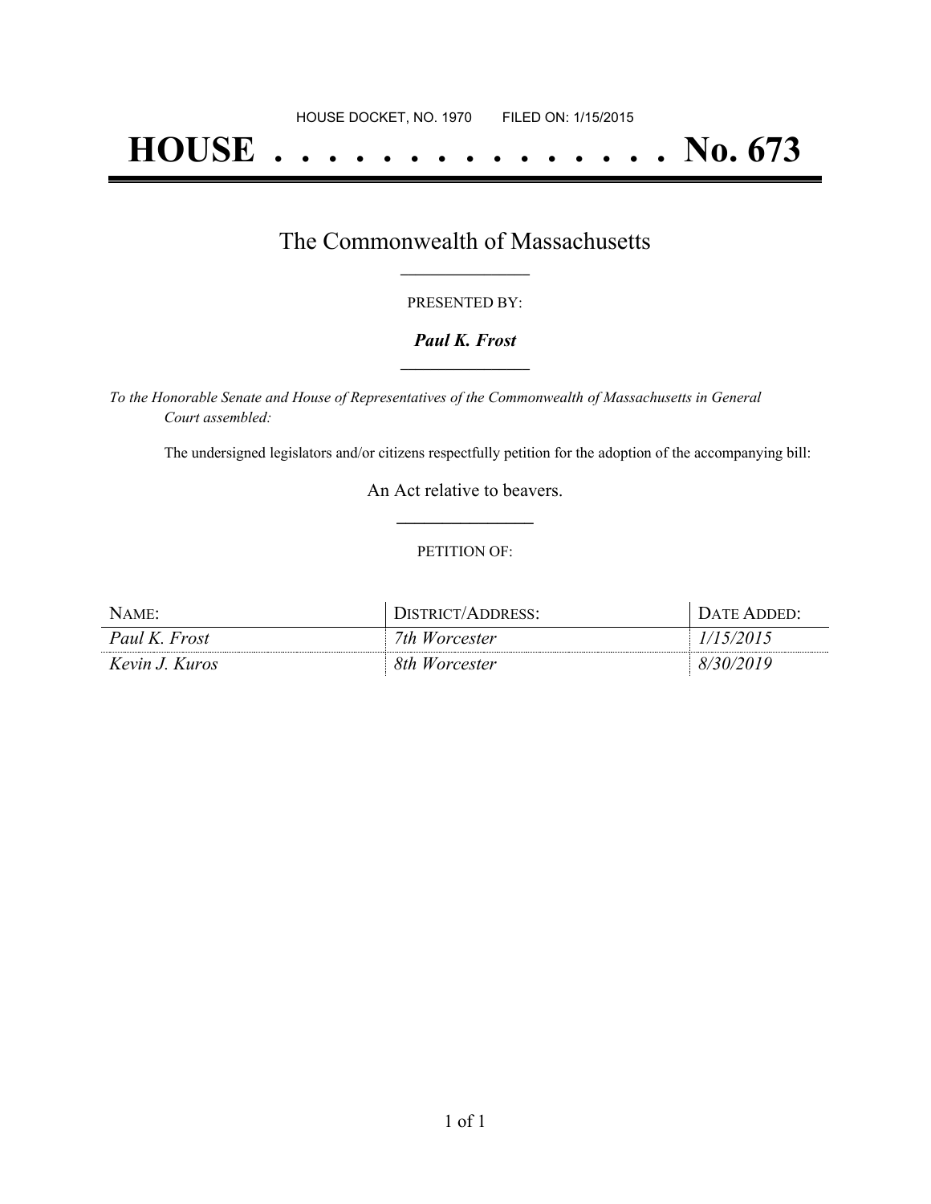HOUSE DOCKET, NO. 1970 FILED ON: 1/15/2015

# HOUSE . . . . . . . . . . . . . . . No. 673

## The Commonwealth of Massachusetts

PRESENTED BY:

***Paul K. Frost***

*To the Honorable Senate and House of Representatives of the Commonwealth of Massachusetts in General Court assembled:*

The undersigned legislators and/or citizens respectfully petition for the adoption of the accompanying bill:

An Act relative to beavers.

PETITION OF:

| NAME: | DISTRICT/ADDRESS: | DATE ADDED: |
| --- | --- | --- |
| *Paul K. Frost* | *7th Worcester* | *1/15/2015* |
| *Kevin J. Kuros* | *8th Worcester* | *8/30/2019* |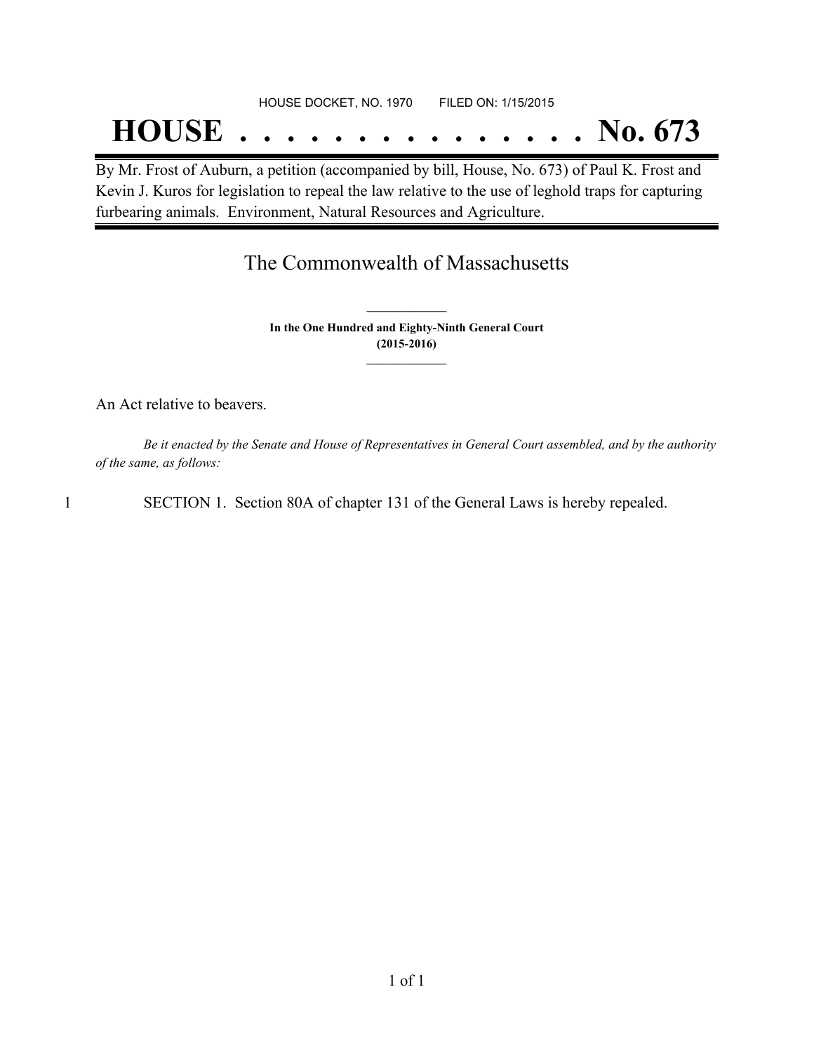HOUSE DOCKET, NO. 1970 FILED ON: 1/15/2015

# HOUSE . . . . . . . . . . . . . . . No. 673

By Mr. Frost of Auburn, a petition (accompanied by bill, House, No. 673) of Paul K. Frost and Kevin J. Kuros for legislation to repeal the law relative to the use of leghold traps for capturing furbearing animals. Environment, Natural Resources and Agriculture.

## The Commonwealth of Massachusetts

**In the One Hundred and Eighty-Ninth General Court**
**(2015-2016)**

An Act relative to beavers.

*Be it enacted by the Senate and House of Representatives in General Court assembled, and by the authority of the same, as follows:*

1 SECTION 1. Section 80A of chapter 131 of the General Laws is hereby repealed.